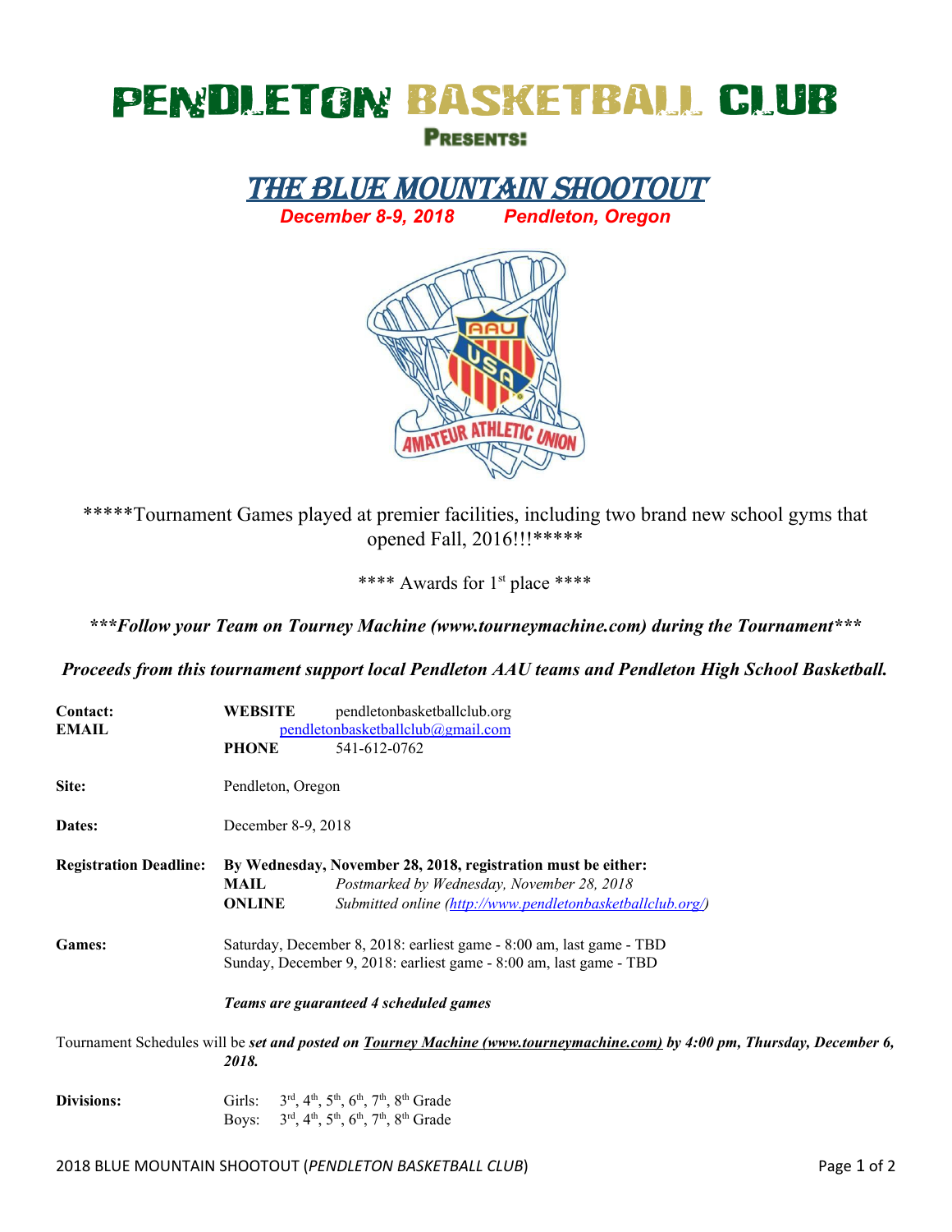# PENDLETON BASKETBALL CLUB

**PRESENTS:**

## THE BLUE MOUNTAIN SHOOTOUT

***December 8-9, 2018 Pendleton, Oregon***

*****Tournament Games played at premier facilities, including two brand new school gyms that opened Fall, 2016!!!*****

**** Awards for 1st place ****

***\*\*\*Follow your Team on Tourney Machine (www.tourneymachine.com) during the Tournament\*\*\****

***Proceeds from this tournament support local Pendleton AAU teams and Pendleton High School Basketball.***

**Contact:** **WEBSITE** pendletonbasketballclub.org
**EMAIL** pendletonbasketballclub@gmail.com
**PHONE** 541-612-0762

**Site:** Pendleton, Oregon

**Dates:** December 8-9, 2018

**Registration Deadline:** **By Wednesday, November 28, 2018, registration must be either:**
**MAIL** *Postmarked by Wednesday, November 28, 2018*
**ONLINE** *Submitted online (http://www.pendletonbasketballclub.org/)*

**Games:** Saturday, December 8, 2018: earliest game - 8:00 am, last game - TBD
Sunday, December 9, 2018: earliest game - 8:00 am, last game - TBD

***Teams are guaranteed 4 scheduled games***

Tournament Schedules will be ***set and posted on Tourney Machine (www.tourneymachine.com) by 4:00 pm, Thursday, December 6, 2018.***

**Divisions:** Girls: 3rd, 4th, 5th, 6th, 7th, 8th Grade
Boys: 3rd, 4th, 5th, 6th, 7th, 8th Grade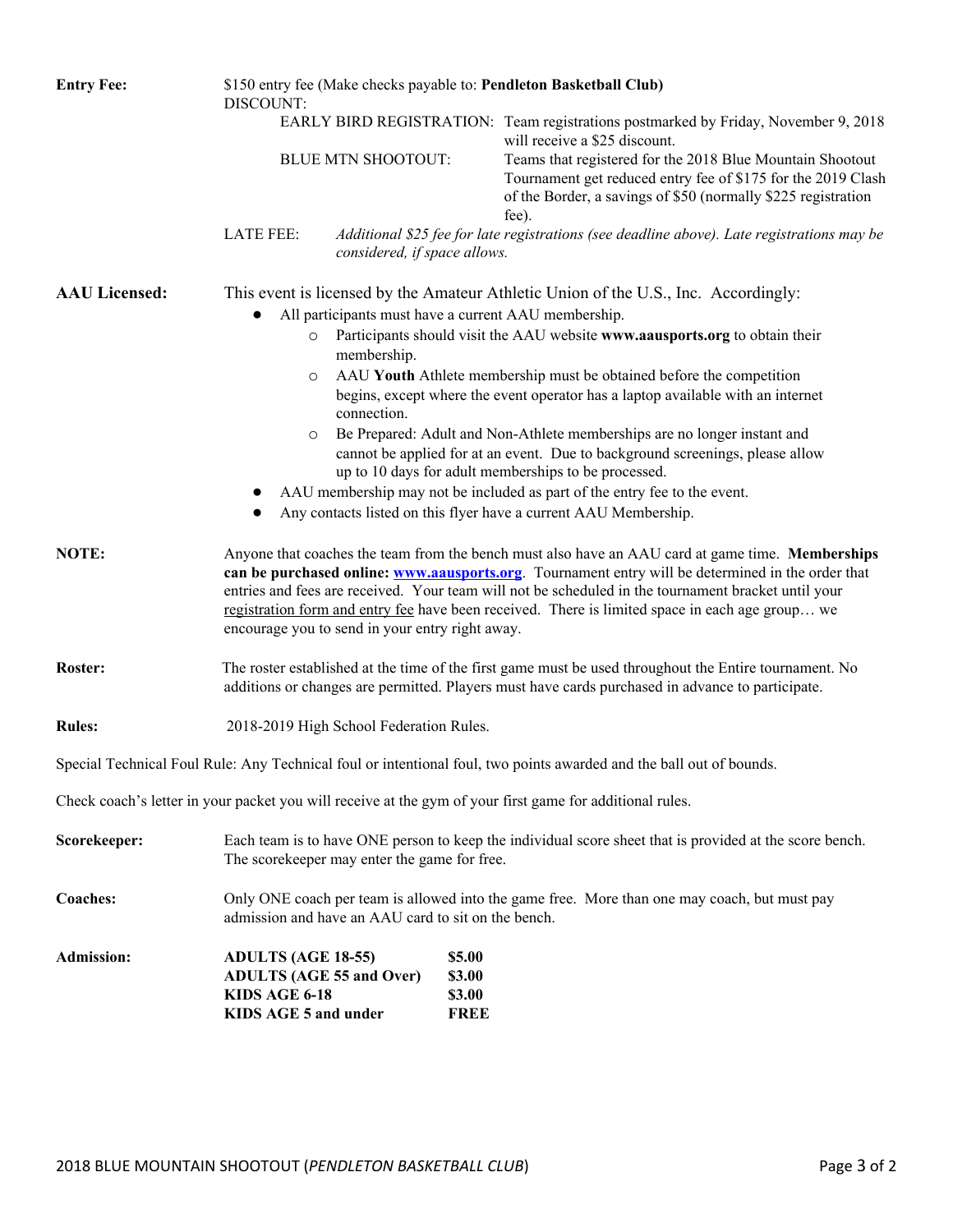**Entry Fee:** $150 entry fee (Make checks payable to: **Pendleton Basketball Club)**

DISCOUNT:

- EARLY BIRD REGISTRATION: Team registrations postmarked by Friday, November 9, 2018 will receive a $25 discount.
- BLUE MTN SHOOTOUT: Teams that registered for the 2018 Blue Mountain Shootout Tournament get reduced entry fee of $175 for the 2019 Clash of the Border, a savings of $50 (normally $225 registration fee).

LATE FEE: *Additional $25 fee for late registrations (see deadline above). Late registrations may be considered, if space allows.*

**AAU Licensed:** This event is licensed by the Amateur Athletic Union of the U.S., Inc. Accordingly:

- All participants must have a current AAU membership.
  - Participants should visit the AAU website **www.aausports.org** to obtain their membership.
  - AAU **Youth** Athlete membership must be obtained before the competition begins, except where the event operator has a laptop available with an internet connection.
  - Be Prepared: Adult and Non-Athlete memberships are no longer instant and cannot be applied for at an event. Due to background screenings, please allow up to 10 days for adult memberships to be processed.
- AAU membership may not be included as part of the entry fee to the event.
- Any contacts listed on this flyer have a current AAU Membership.

**NOTE:** Anyone that coaches the team from the bench must also have an AAU card at game time. **Memberships can be purchased online: www.aausports.org**. Tournament entry will be determined in the order that entries and fees are received. Your team will not be scheduled in the tournament bracket until your registration form and entry fee have been received. There is limited space in each age group… we encourage you to send in your entry right away.

**Roster:** The roster established at the time of the first game must be used throughout the Entire tournament. No additions or changes are permitted. Players must have cards purchased in advance to participate.

**Rules:** 2018-2019 High School Federation Rules.

Special Technical Foul Rule: Any Technical foul or intentional foul, two points awarded and the ball out of bounds.

Check coach's letter in your packet you will receive at the gym of your first game for additional rules.

**Scorekeeper:** Each team is to have ONE person to keep the individual score sheet that is provided at the score bench. The scorekeeper may enter the game for free.

**Coaches:** Only ONE coach per team is allowed into the game free. More than one may coach, but must pay admission and have an AAU card to sit on the bench.

**Admission:**

| | |
|---|---|
| **ADULTS (AGE 18-55)** | **$5.00** |
| **ADULTS (AGE 55 and Over)** | **$3.00** |
| **KIDS AGE 6-18** | **$3.00** |
| **KIDS AGE 5 and under** | **FREE** |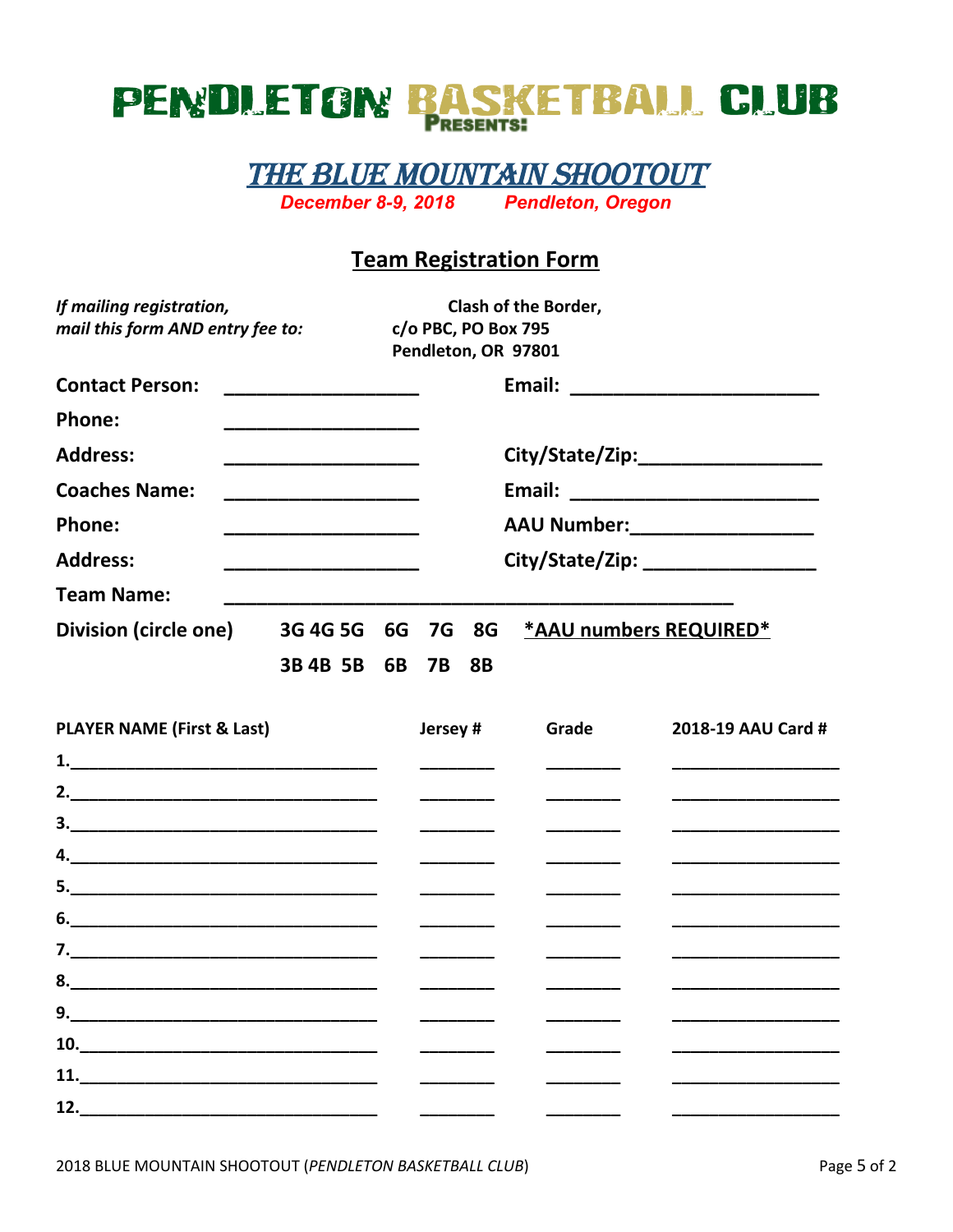# PENDLETON BASKETBALL CLUB

PRESENTS:

## THE BLUE MOUNTAIN SHOOTOUT

*December 8-9, 2018 Pendleton, Oregon*

## Team Registration Form

*If mailing registration, mail this form AND entry fee to:*

Clash of the Border,
c/o PBC, PO Box 795
Pendleton, OR 97801

**Contact Person:** ____________________ **Email:** __________________________

**Phone:** ____________________

**Address:** ____________________ **City/State/Zip:** ___________________

**Coaches Name:** ____________________ **Email:** __________________________

**Phone:** ____________________ **AAU Number:** ___________________

**Address:** ____________________ **City/State/Zip:** ___________________

**Team Name:** _____________________________________________________

**Division (circle one)** 3G 4G 5G 6G 7G 8G **\*AAU numbers REQUIRED\***

3B 4B 5B 6B 7B 8B

| PLAYER NAME (First & Last) | Jersey # | Grade | 2018-19 AAU Card # |
| --- | --- | --- | --- |
| 1. | | | |
| 2. | | | |
| 3. | | | |
| 4. | | | |
| 5. | | | |
| 6. | | | |
| 7. | | | |
| 8. | | | |
| 9. | | | |
| 10. | | | |
| 11. | | | |
| 12. | | | |